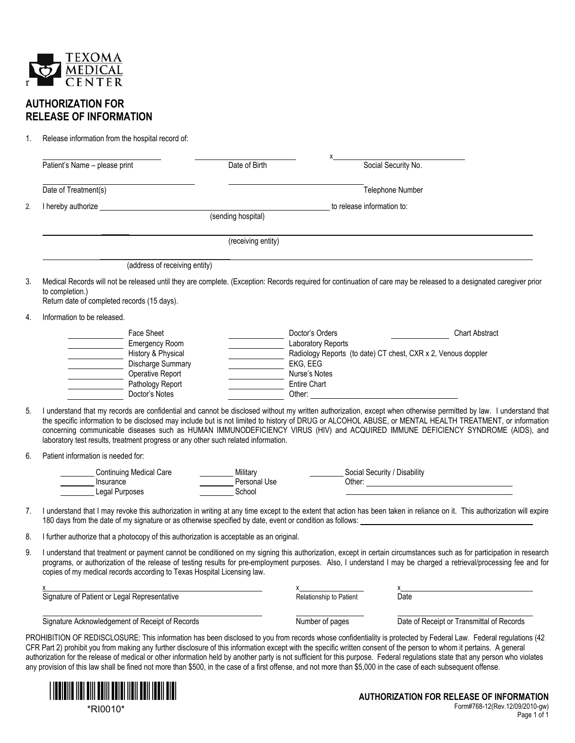TEXOMA MEDICAL CENTER

# AUTHORIZATION FOR RELEASE OF INFORMATION

1. Release information from the hospital record of:

| | | |
|---|---|---|
| Patient's Name – please print | Date of Birth | x Social Security No. |
| Date of Treatment(s) | | Telephone Number |

2. I hereby authorize ______________________________ to release information to:
   (sending hospital)

   ______________________________
   (receiving entity)

   ______________________________
   (address of receiving entity)

3. Medical Records will not be released until they are complete. (Exception: Records required for continuation of care may be released to a designated caregiver prior to completion.)
   Return date of completed records (15 days).

4. Information to be released.

| | | |
|---|---|---|
| ______ Face Sheet | ______ Doctor's Orders | ______ Chart Abstract |
| ______ Emergency Room | ______ Laboratory Reports | |
| ______ History & Physical | ______ Radiology Reports (to date) CT chest, CXR x 2, Venous doppler | |
| ______ Discharge Summary | ______ EKG, EEG | |
| ______ Operative Report | ______ Nurse's Notes | |
| ______ Pathology Report | ______ Entire Chart | |
| ______ Doctor's Notes | ______ Other: ______________ | |

5. I understand that my records are confidential and cannot be disclosed without my written authorization, except when otherwise permitted by law. I understand that the specific information to be disclosed may include but is not limited to history of DRUG or ALCOHOL ABUSE, or MENTAL HEALTH TREATMENT, or information concerning communicable diseases such as HUMAN IMMUNODEFICIENCY VIRUS (HIV) and ACQUIRED IMMUNE DEFICIENCY SYNDROME (AIDS), and laboratory test results, treatment progress or any other such related information.

6. Patient information is needed for:

| | | |
|---|---|---|
| ______ Continuing Medical Care | ______ Military | ______ Social Security / Disability |
| ______ Insurance | ______ Personal Use | Other: ______________ |
| ______ Legal Purposes | ______ School | ______________ |

7. I understand that I may revoke this authorization in writing at any time except to the extent that action has been taken in reliance on it. This authorization will expire 180 days from the date of my signature or as otherwise specified by date, event or condition as follows: ______________

8. I further authorize that a photocopy of this authorization is acceptable as an original.

9. I understand that treatment or payment cannot be conditioned on my signing this authorization, except in certain circumstances such as for participation in research programs, or authorization of the release of testing results for pre-employment purposes. Also, I understand I may be charged a retrieval/processing fee and for copies of my medical records according to Texas Hospital Licensing law.

| | | |
|---|---|---|
| x Signature of Patient or Legal Representative | x Relationship to Patient | x Date |
| Signature Acknowledgement of Receipt of Records | Number of pages | Date of Receipt or Transmittal of Records |

PROHIBITION OF REDISCLOSURE: This information has been disclosed to you from records whose confidentiality is protected by Federal Law. Federal regulations (42 CFR Part 2) prohibit you from making any further disclosure of this information except with the specific written consent of the person to whom it pertains. A general authorization for the release of medical or other information held by another party is not sufficient for this purpose. Federal regulations state that any person who violates any provision of this law shall be fined not more than $500, in the case of a first offense, and not more than $5,000 in the case of each subsequent offense.

*RI0010*

**AUTHORIZATION FOR RELEASE OF INFORMATION**
Form#768-12(Rev.12/09/2010-gw)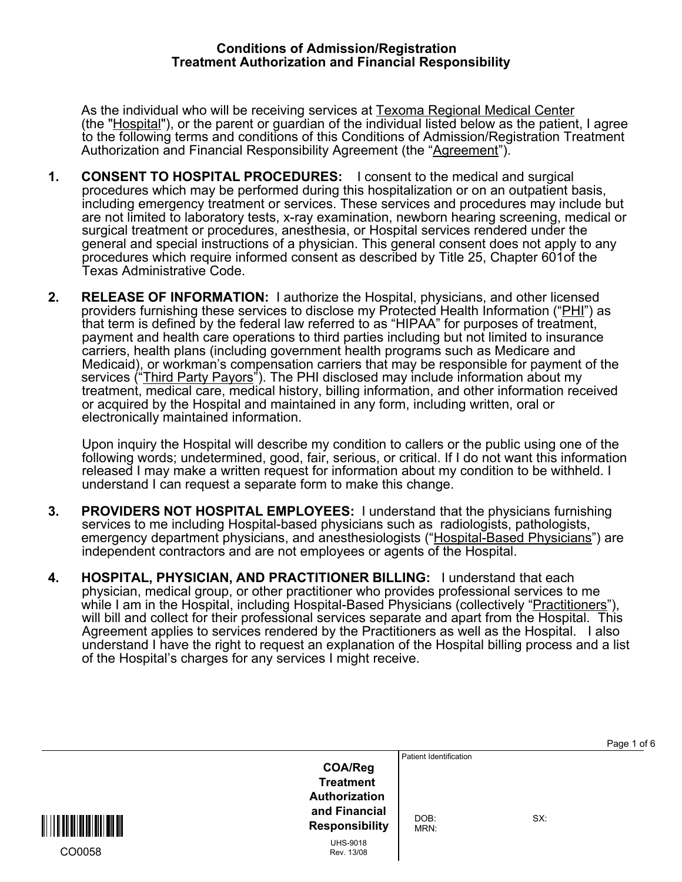## Conditions of Admission/Registration
## Treatment Authorization and Financial Responsibility

As the individual who will be receiving services at Texoma Regional Medical Center (the "Hospital"), or the parent or guardian of the individual listed below as the patient, I agree to the following terms and conditions of this Conditions of Admission/Registration Treatment Authorization and Financial Responsibility Agreement (the "Agreement").

1. **CONSENT TO HOSPITAL PROCEDURES:** I consent to the medical and surgical procedures which may be performed during this hospitalization or on an outpatient basis, including emergency treatment or services. These services and procedures may include but are not limited to laboratory tests, x-ray examination, newborn hearing screening, medical or surgical treatment or procedures, anesthesia, or Hospital services rendered under the general and special instructions of a physician. This general consent does not apply to any procedures which require informed consent as described by Title 25, Chapter 601of the Texas Administrative Code.

2. **RELEASE OF INFORMATION:** I authorize the Hospital, physicians, and other licensed providers furnishing these services to disclose my Protected Health Information ("PHI") as that term is defined by the federal law referred to as "HIPAA" for purposes of treatment, payment and health care operations to third parties including but not limited to insurance carriers, health plans (including government health programs such as Medicare and Medicaid), or workman's compensation carriers that may be responsible for payment of the services ("Third Party Payors"). The PHI disclosed may include information about my treatment, medical care, medical history, billing information, and other information received or acquired by the Hospital and maintained in any form, including written, oral or electronically maintained information.

   Upon inquiry the Hospital will describe my condition to callers or the public using one of the following words; undetermined, good, fair, serious, or critical. If I do not want this information released I may make a written request for information about my condition to be withheld. I understand I can request a separate form to make this change.

3. **PROVIDERS NOT HOSPITAL EMPLOYEES:** I understand that the physicians furnishing services to me including Hospital-based physicians such as radiologists, pathologists, emergency department physicians, and anesthesiologists ("Hospital-Based Physicians") are independent contractors and are not employees or agents of the Hospital.

4. **HOSPITAL, PHYSICIAN, AND PRACTITIONER BILLING:** I understand that each physician, medical group, or other practitioner who provides professional services to me while I am in the Hospital, including Hospital-Based Physicians (collectively "Practitioners"), will bill and collect for their professional services separate and apart from the Hospital. This Agreement applies to services rendered by the Practitioners as well as the Hospital. I also understand I have the right to request an explanation of the Hospital billing process and a list of the Hospital's charges for any services I might receive.

| | COA/Reg Treatment Authorization and Financial Responsibility<br>UHS-9018 Rev. 13/08 | Patient Identification<br><br>DOB: SX:<br>MRN: |
|---|---|---|
| CO0058 | | |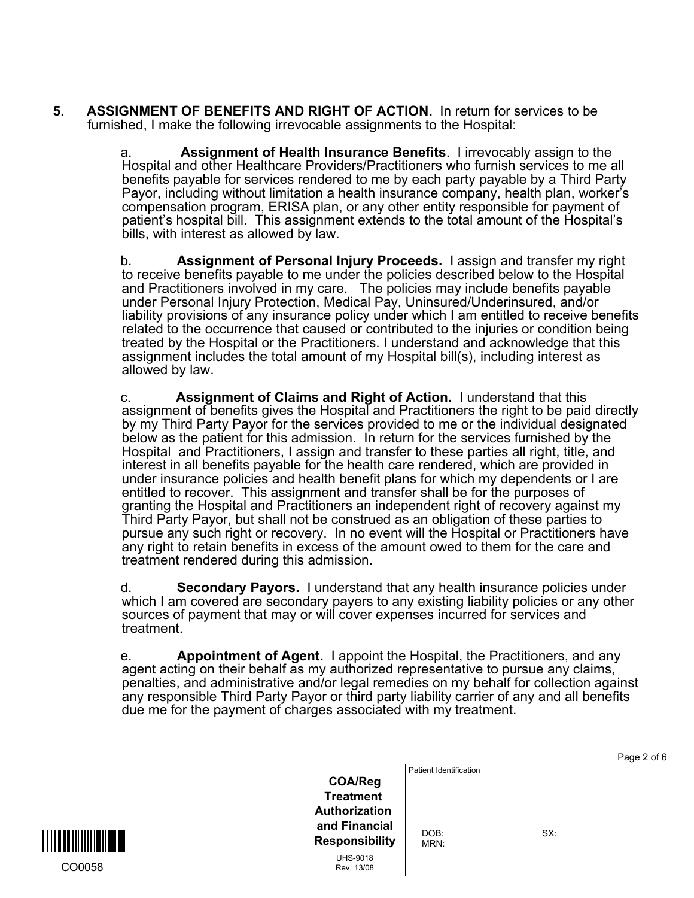**5. ASSIGNMENT OF BENEFITS AND RIGHT OF ACTION.** In return for services to be furnished, I make the following irrevocable assignments to the Hospital:

a. **Assignment of Health Insurance Benefits**. I irrevocably assign to the Hospital and other Healthcare Providers/Practitioners who furnish services to me all benefits payable for services rendered to me by each party payable by a Third Party Payor, including without limitation a health insurance company, health plan, worker's compensation program, ERISA plan, or any other entity responsible for payment of patient's hospital bill. This assignment extends to the total amount of the Hospital's bills, with interest as allowed by law.

b. **Assignment of Personal Injury Proceeds.** I assign and transfer my right to receive benefits payable to me under the policies described below to the Hospital and Practitioners involved in my care. The policies may include benefits payable under Personal Injury Protection, Medical Pay, Uninsured/Underinsured, and/or liability provisions of any insurance policy under which I am entitled to receive benefits related to the occurrence that caused or contributed to the injuries or condition being treated by the Hospital or the Practitioners. I understand and acknowledge that this assignment includes the total amount of my Hospital bill(s), including interest as allowed by law.

c. **Assignment of Claims and Right of Action.** I understand that this assignment of benefits gives the Hospital and Practitioners the right to be paid directly by my Third Party Payor for the services provided to me or the individual designated below as the patient for this admission. In return for the services furnished by the Hospital and Practitioners, I assign and transfer to these parties all right, title, and interest in all benefits payable for the health care rendered, which are provided in under insurance policies and health benefit plans for which my dependents or I are entitled to recover. This assignment and transfer shall be for the purposes of granting the Hospital and Practitioners an independent right of recovery against my Third Party Payor, but shall not be construed as an obligation of these parties to pursue any such right or recovery. In no event will the Hospital or Practitioners have any right to retain benefits in excess of the amount owed to them for the care and treatment rendered during this admission.

d. **Secondary Payors.** I understand that any health insurance policies under which I am covered are secondary payers to any existing liability policies or any other sources of payment that may or will cover expenses incurred for services and treatment.

e. **Appointment of Agent.** I appoint the Hospital, the Practitioners, and any agent acting on their behalf as my authorized representative to pursue any claims, penalties, and administrative and/or legal remedies on my behalf for collection against any responsible Third Party Payor or third party liability carrier of any and all benefits due me for the payment of charges associated with my treatment.

CO0058

**COA/Reg Treatment Authorization and Financial Responsibility**

UHS-9018
Rev. 13/08

Patient Identification

DOB:
MRN:
SX: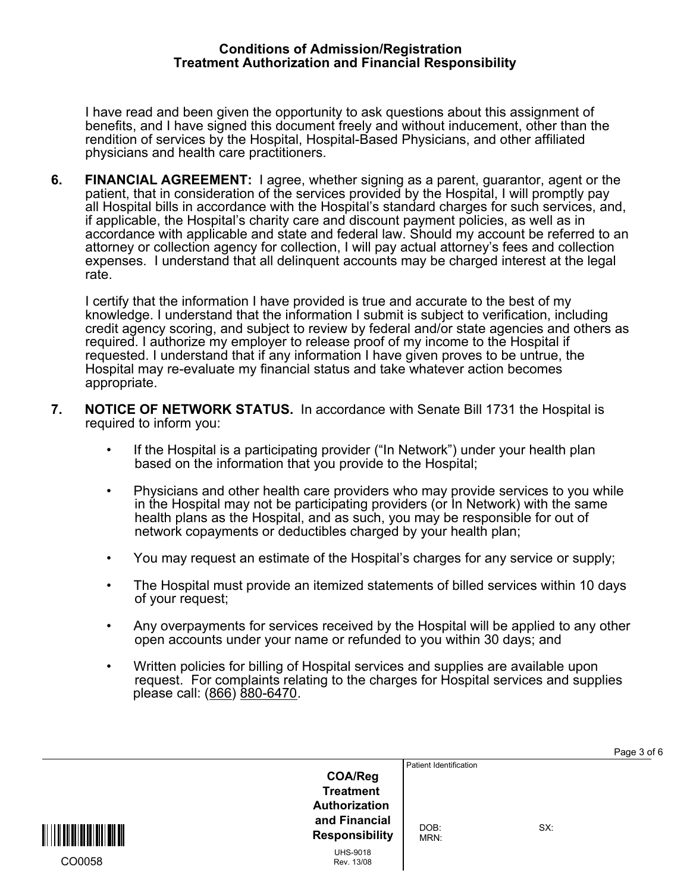## Conditions of Admission/Registration
## Treatment Authorization and Financial Responsibility

I have read and been given the opportunity to ask questions about this assignment of benefits, and I have signed this document freely and without inducement, other than the rendition of services by the Hospital, Hospital-Based Physicians, and other affiliated physicians and health care practitioners.

**6. FINANCIAL AGREEMENT:** I agree, whether signing as a parent, guarantor, agent or the patient, that in consideration of the services provided by the Hospital, I will promptly pay all Hospital bills in accordance with the Hospital's standard charges for such services, and, if applicable, the Hospital's charity care and discount payment policies, as well as in accordance with applicable and state and federal law. Should my account be referred to an attorney or collection agency for collection, I will pay actual attorney's fees and collection expenses. I understand that all delinquent accounts may be charged interest at the legal rate.

I certify that the information I have provided is true and accurate to the best of my knowledge. I understand that the information I submit is subject to verification, including credit agency scoring, and subject to review by federal and/or state agencies and others as required. I authorize my employer to release proof of my income to the Hospital if requested. I understand that if any information I have given proves to be untrue, the Hospital may re-evaluate my financial status and take whatever action becomes appropriate.

**7. NOTICE OF NETWORK STATUS.** In accordance with Senate Bill 1731 the Hospital is required to inform you:

- If the Hospital is a participating provider ("In Network") under your health plan based on the information that you provide to the Hospital;
- Physicians and other health care providers who may provide services to you while in the Hospital may not be participating providers (or In Network) with the same health plans as the Hospital, and as such, you may be responsible for out of network copayments or deductibles charged by your health plan;
- You may request an estimate of the Hospital's charges for any service or supply;
- The Hospital must provide an itemized statements of billed services within 10 days of your request;
- Any overpayments for services received by the Hospital will be applied to any other open accounts under your name or refunded to you within 30 days; and
- Written policies for billing of Hospital services and supplies are available upon request. For complaints relating to the charges for Hospital services and supplies please call: (866) 880-6470.

CO0058

**COA/Reg Treatment Authorization and Financial Responsibility**

UHS-9018
Rev. 13/08

Patient Identification

DOB:
MRN:
SX: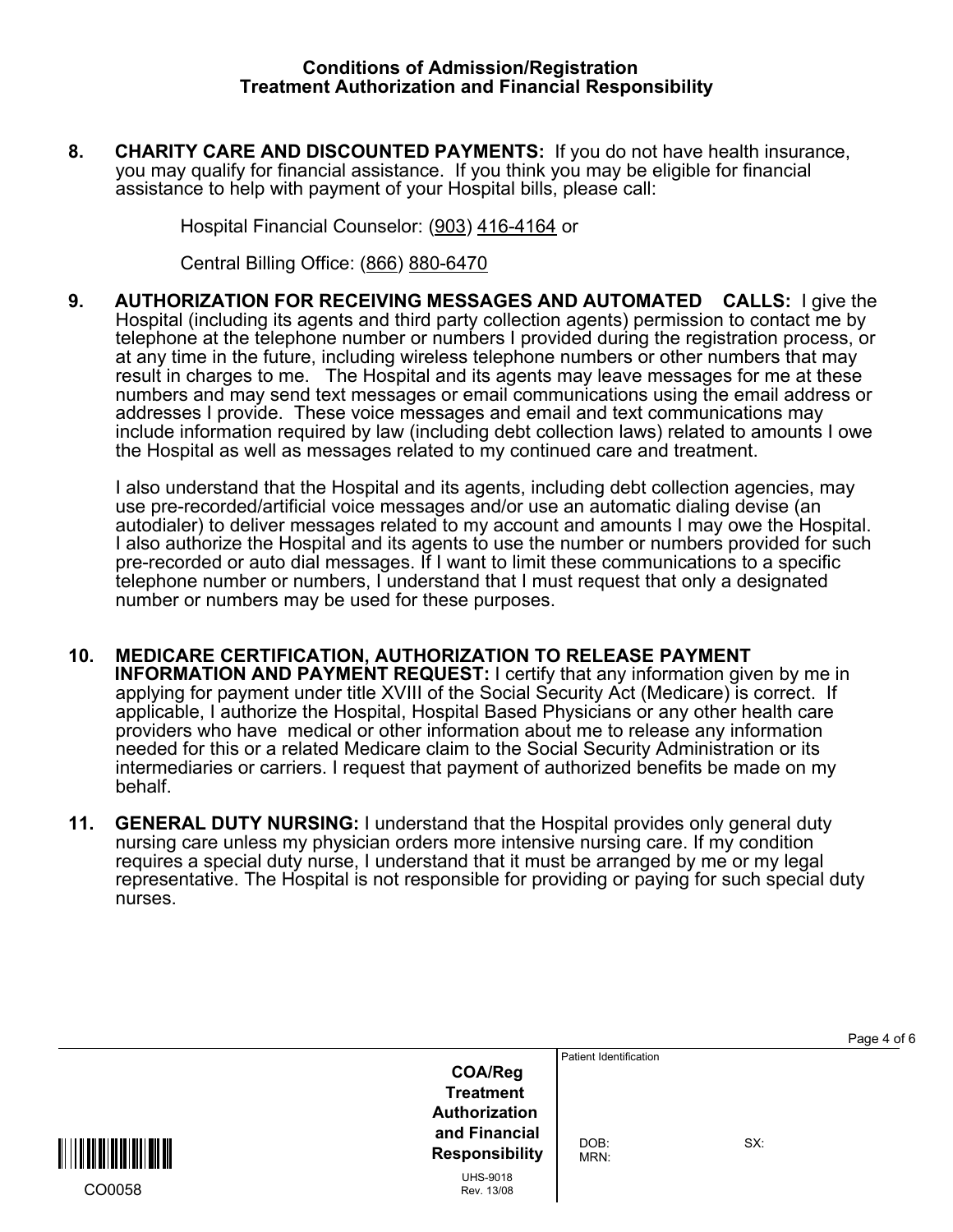**Conditions of Admission/Registration**
**Treatment Authorization and Financial Responsibility**

**8. CHARITY CARE AND DISCOUNTED PAYMENTS:** If you do not have health insurance, you may qualify for financial assistance. If you think you may be eligible for financial assistance to help with payment of your Hospital bills, please call:

Hospital Financial Counselor: (903) 416-4164 or

Central Billing Office: (866) 880-6470

**9. AUTHORIZATION FOR RECEIVING MESSAGES AND AUTOMATED CALLS:** I give the Hospital (including its agents and third party collection agents) permission to contact me by telephone at the telephone number or numbers I provided during the registration process, or at any time in the future, including wireless telephone numbers or other numbers that may result in charges to me. The Hospital and its agents may leave messages for me at these numbers and may send text messages or email communications using the email address or addresses I provide. These voice messages and email and text communications may include information required by law (including debt collection laws) related to amounts I owe the Hospital as well as messages related to my continued care and treatment.

I also understand that the Hospital and its agents, including debt collection agencies, may use pre-recorded/artificial voice messages and/or use an automatic dialing devise (an autodialer) to deliver messages related to my account and amounts I may owe the Hospital. I also authorize the Hospital and its agents to use the number or numbers provided for such pre-recorded or auto dial messages. If I want to limit these communications to a specific telephone number or numbers, I understand that I must request that only a designated number or numbers may be used for these purposes.

**10. MEDICARE CERTIFICATION, AUTHORIZATION TO RELEASE PAYMENT INFORMATION AND PAYMENT REQUEST:** I certify that any information given by me in applying for payment under title XVIII of the Social Security Act (Medicare) is correct. If applicable, I authorize the Hospital, Hospital Based Physicians or any other health care providers who have medical or other information about me to release any information needed for this or a related Medicare claim to the Social Security Administration or its intermediaries or carriers. I request that payment of authorized benefits be made on my behalf.

**11. GENERAL DUTY NURSING:** I understand that the Hospital provides only general duty nursing care unless my physician orders more intensive nursing care. If my condition requires a special duty nurse, I understand that it must be arranged by me or my legal representative. The Hospital is not responsible for providing or paying for such special duty nurses.

CO0058

**COA/Reg Treatment Authorization and Financial Responsibility**

UHS-9018
Rev. 13/08

Patient Identification

DOB: SX:
MRN: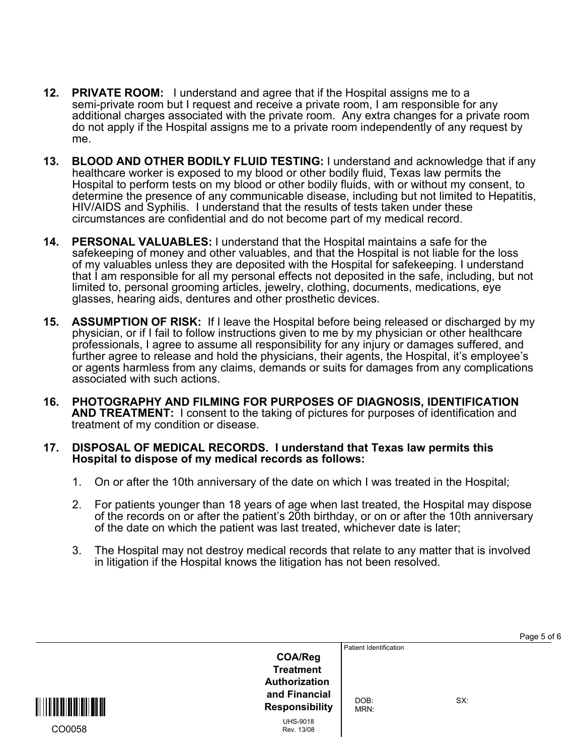12. **PRIVATE ROOM:** I understand and agree that if the Hospital assigns me to a semi-private room but I request and receive a private room, I am responsible for any additional charges associated with the private room. Any extra changes for a private room do not apply if the Hospital assigns me to a private room independently of any request by me.

13. **BLOOD AND OTHER BODILY FLUID TESTING:** I understand and acknowledge that if any healthcare worker is exposed to my blood or other bodily fluid, Texas law permits the Hospital to perform tests on my blood or other bodily fluids, with or without my consent, to determine the presence of any communicable disease, including but not limited to Hepatitis, HIV/AIDS and Syphilis. I understand that the results of tests taken under these circumstances are confidential and do not become part of my medical record.

14. **PERSONAL VALUABLES:** I understand that the Hospital maintains a safe for the safekeeping of money and other valuables, and that the Hospital is not liable for the loss of my valuables unless they are deposited with the Hospital for safekeeping. I understand that I am responsible for all my personal effects not deposited in the safe, including, but not limited to, personal grooming articles, jewelry, clothing, documents, medications, eye glasses, hearing aids, dentures and other prosthetic devices.

15. **ASSUMPTION OF RISK:** If I leave the Hospital before being released or discharged by my physician, or if I fail to follow instructions given to me by my physician or other healthcare professionals, I agree to assume all responsibility for any injury or damages suffered, and further agree to release and hold the physicians, their agents, the Hospital, it's employee's or agents harmless from any claims, demands or suits for damages from any complications associated with such actions.

16. **PHOTOGRAPHY AND FILMING FOR PURPOSES OF DIAGNOSIS, IDENTIFICATION AND TREATMENT:** I consent to the taking of pictures for purposes of identification and treatment of my condition or disease.

17. **DISPOSAL OF MEDICAL RECORDS. I understand that Texas law permits this Hospital to dispose of my medical records as follows:**

    1. On or after the 10th anniversary of the date on which I was treated in the Hospital;

    2. For patients younger than 18 years of age when last treated, the Hospital may dispose of the records on or after the patient's 20th birthday, or on or after the 10th anniversary of the date on which the patient was last treated, whichever date is later;

    3. The Hospital may not destroy medical records that relate to any matter that is involved in litigation if the Hospital knows the litigation has not been resolved.

CO0058

**COA/Reg Treatment Authorization and Financial Responsibility**

UHS-9018
Rev. 13/08

Patient Identification

DOB:
MRN:
SX: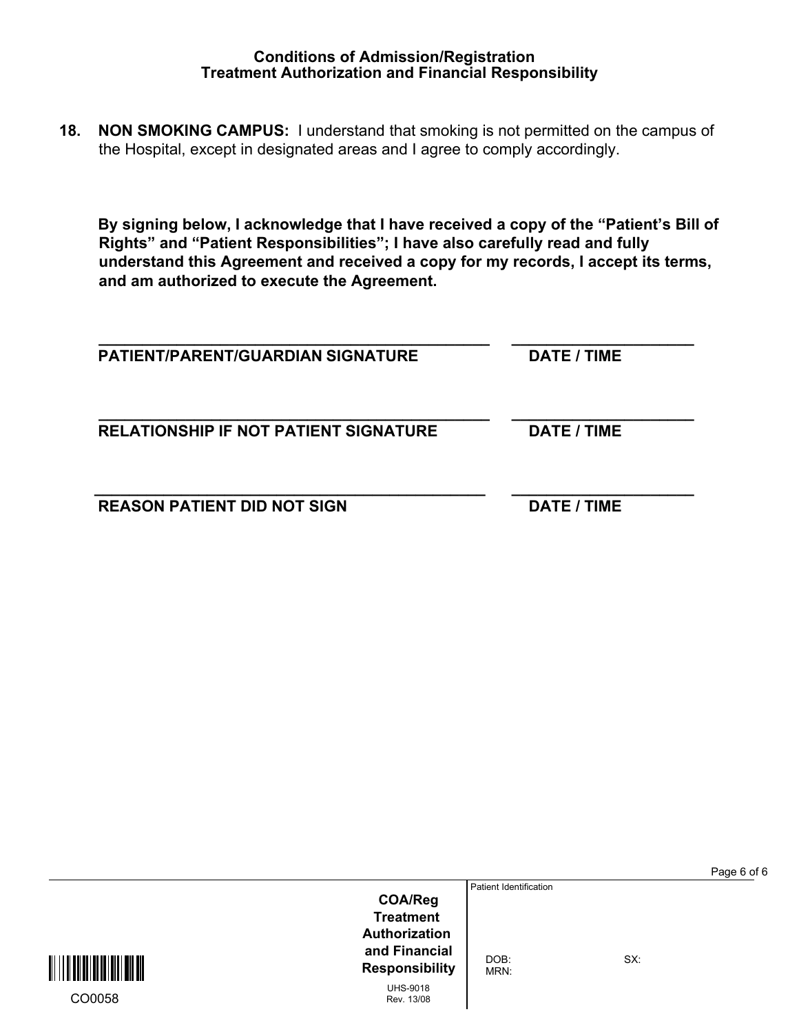**Conditions of Admission/Registration**
**Treatment Authorization and Financial Responsibility**

**18. NON SMOKING CAMPUS:** I understand that smoking is not permitted on the campus of the Hospital, except in designated areas and I agree to comply accordingly.

**By signing below, I acknowledge that I have received a copy of the "Patient's Bill of Rights" and "Patient Responsibilities"; I have also carefully read and fully understand this Agreement and received a copy for my records, I accept its terms, and am authorized to execute the Agreement.**

\_\_\_\_\_\_\_\_\_\_\_\_\_\_\_\_\_\_\_\_\_\_\_\_\_\_\_\_\_\_\_\_\_\_\_\_\_\_\_\_\_\_ \_\_\_\_\_\_\_\_\_\_\_\_\_\_\_\_\_\_\_\_
**PATIENT/PARENT/GUARDIAN SIGNATURE** **DATE / TIME**

\_\_\_\_\_\_\_\_\_\_\_\_\_\_\_\_\_\_\_\_\_\_\_\_\_\_\_\_\_\_\_\_\_\_\_\_\_\_\_\_\_\_ \_\_\_\_\_\_\_\_\_\_\_\_\_\_\_\_\_\_\_\_
**RELATIONSHIP IF NOT PATIENT SIGNATURE** **DATE / TIME**

\_\_\_\_\_\_\_\_\_\_\_\_\_\_\_\_\_\_\_\_\_\_\_\_\_\_\_\_\_\_\_\_\_\_\_\_\_\_\_\_\_\_ \_\_\_\_\_\_\_\_\_\_\_\_\_\_\_\_\_\_\_\_
**REASON PATIENT DID NOT SIGN** **DATE / TIME**

CO0058

**COA/Reg Treatment Authorization and Financial Responsibility**
UHS-9018
Rev. 13/08

Patient Identification

DOB: SX:
MRN: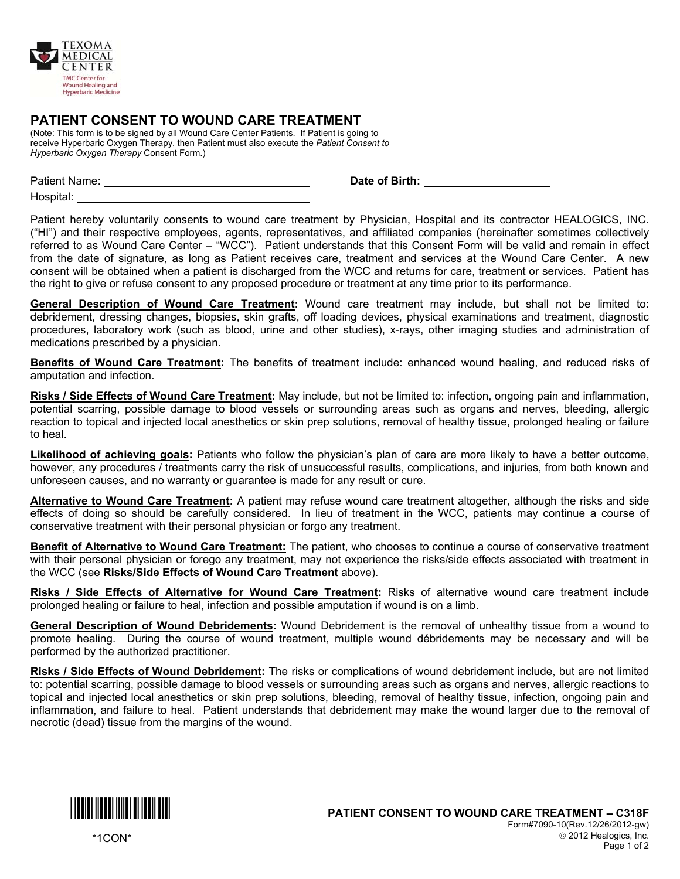TEXOMA MEDICAL CENTER
TMC Center for Wound Healing and Hyperbaric Medicine

# PATIENT CONSENT TO WOUND CARE TREATMENT

(Note: This form is to be signed by all Wound Care Center Patients. If Patient is going to receive Hyperbaric Oxygen Therapy, then Patient must also execute the *Patient Consent to Hyperbaric Oxygen Therapy* Consent Form.)

Patient Name: ______________________________ **Date of Birth:** ____________________

Hospital: ______________________________

Patient hereby voluntarily consents to wound care treatment by Physician, Hospital and its contractor HEALOGICS, INC. ("HI") and their respective employees, agents, representatives, and affiliated companies (hereinafter sometimes collectively referred to as Wound Care Center – "WCC"). Patient understands that this Consent Form will be valid and remain in effect from the date of signature, as long as Patient receives care, treatment and services at the Wound Care Center. A new consent will be obtained when a patient is discharged from the WCC and returns for care, treatment or services. Patient has the right to give or refuse consent to any proposed procedure or treatment at any time prior to its performance.

**General Description of Wound Care Treatment:** Wound care treatment may include, but shall not be limited to: debridement, dressing changes, biopsies, skin grafts, off loading devices, physical examinations and treatment, diagnostic procedures, laboratory work (such as blood, urine and other studies), x-rays, other imaging studies and administration of medications prescribed by a physician.

**Benefits of Wound Care Treatment:** The benefits of treatment include: enhanced wound healing, and reduced risks of amputation and infection.

**Risks / Side Effects of Wound Care Treatment:** May include, but not be limited to: infection, ongoing pain and inflammation, potential scarring, possible damage to blood vessels or surrounding areas such as organs and nerves, bleeding, allergic reaction to topical and injected local anesthetics or skin prep solutions, removal of healthy tissue, prolonged healing or failure to heal.

**Likelihood of achieving goals:** Patients who follow the physician's plan of care are more likely to have a better outcome, however, any procedures / treatments carry the risk of unsuccessful results, complications, and injuries, from both known and unforeseen causes, and no warranty or guarantee is made for any result or cure.

**Alternative to Wound Care Treatment:** A patient may refuse wound care treatment altogether, although the risks and side effects of doing so should be carefully considered. In lieu of treatment in the WCC, patients may continue a course of conservative treatment with their personal physician or forgo any treatment.

**Benefit of Alternative to Wound Care Treatment:** The patient, who chooses to continue a course of conservative treatment with their personal physician or forego any treatment, may not experience the risks/side effects associated with treatment in the WCC (see **Risks/Side Effects of Wound Care Treatment** above).

**Risks / Side Effects of Alternative for Wound Care Treatment:** Risks of alternative wound care treatment include prolonged healing or failure to heal, infection and possible amputation if wound is on a limb.

**General Description of Wound Debridements:** Wound Debridement is the removal of unhealthy tissue from a wound to promote healing. During the course of wound treatment, multiple wound débridements may be necessary and will be performed by the authorized practitioner.

**Risks / Side Effects of Wound Debridement:** The risks or complications of wound debridement include, but are not limited to: potential scarring, possible damage to blood vessels or surrounding areas such as organs and nerves, allergic reactions to topical and injected local anesthetics or skin prep solutions, bleeding, removal of healthy tissue, infection, ongoing pain and inflammation, and failure to heal. Patient understands that debridement may make the wound larger due to the removal of necrotic (dead) tissue from the margins of the wound.

*1CON*

**PATIENT CONSENT TO WOUND CARE TREATMENT – C318F**
Form#7090-10(Rev.12/26/2012-gw)
© 2012 Healogics, Inc.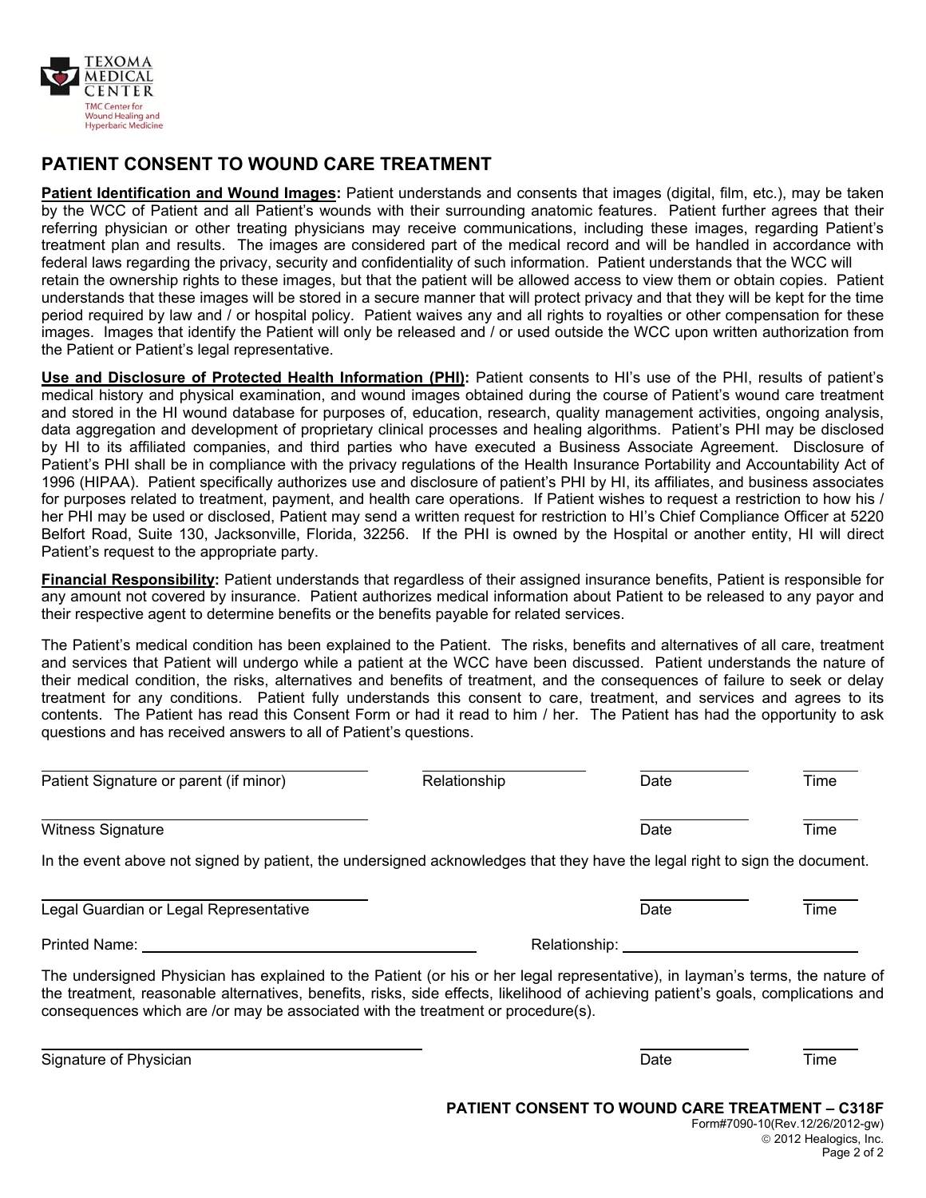TEXOMA MEDICAL CENTER
TMC Center for Wound Healing and Hyperbaric Medicine

## PATIENT CONSENT TO WOUND CARE TREATMENT

**Patient Identification and Wound Images:** Patient understands and consents that images (digital, film, etc.), may be taken by the WCC of Patient and all Patient's wounds with their surrounding anatomic features. Patient further agrees that their referring physician or other treating physicians may receive communications, including these images, regarding Patient's treatment plan and results. The images are considered part of the medical record and will be handled in accordance with federal laws regarding the privacy, security and confidentiality of such information. Patient understands that the WCC will retain the ownership rights to these images, but that the patient will be allowed access to view them or obtain copies. Patient understands that these images will be stored in a secure manner that will protect privacy and that they will be kept for the time period required by law and / or hospital policy. Patient waives any and all rights to royalties or other compensation for these images. Images that identify the Patient will only be released and / or used outside the WCC upon written authorization from the Patient or Patient's legal representative.

**Use and Disclosure of Protected Health Information (PHI):** Patient consents to HI's use of the PHI, results of patient's medical history and physical examination, and wound images obtained during the course of Patient's wound care treatment and stored in the HI wound database for purposes of, education, research, quality management activities, ongoing analysis, data aggregation and development of proprietary clinical processes and healing algorithms. Patient's PHI may be disclosed by HI to its affiliated companies, and third parties who have executed a Business Associate Agreement. Disclosure of Patient's PHI shall be in compliance with the privacy regulations of the Health Insurance Portability and Accountability Act of 1996 (HIPAA). Patient specifically authorizes use and disclosure of patient's PHI by HI, its affiliates, and business associates for purposes related to treatment, payment, and health care operations. If Patient wishes to request a restriction to how his / her PHI may be used or disclosed, Patient may send a written request for restriction to HI's Chief Compliance Officer at 5220 Belfort Road, Suite 130, Jacksonville, Florida, 32256. If the PHI is owned by the Hospital or another entity, HI will direct Patient's request to the appropriate party.

**Financial Responsibility:** Patient understands that regardless of their assigned insurance benefits, Patient is responsible for any amount not covered by insurance. Patient authorizes medical information about Patient to be released to any payor and their respective agent to determine benefits or the benefits payable for related services.

The Patient's medical condition has been explained to the Patient. The risks, benefits and alternatives of all care, treatment and services that Patient will undergo while a patient at the WCC have been discussed. Patient understands the nature of their medical condition, the risks, alternatives and benefits of treatment, and the consequences of failure to seek or delay treatment for any conditions. Patient fully understands this consent to care, treatment, and services and agrees to its contents. The Patient has read this Consent Form or had it read to him / her. The Patient has had the opportunity to ask questions and has received answers to all of Patient's questions.

Patient Signature or parent (if minor) ____________ Relationship ____________ Date ________ Time ________

Witness Signature ____________ Date ________ Time ________

In the event above not signed by patient, the undersigned acknowledges that they have the legal right to sign the document.

Legal Guardian or Legal Representative ____________ Date ________ Time ________

Printed Name: ____________ Relationship: ____________

The undersigned Physician has explained to the Patient (or his or her legal representative), in layman's terms, the nature of the treatment, reasonable alternatives, benefits, risks, side effects, likelihood of achieving patient's goals, complications and consequences which are /or may be associated with the treatment or procedure(s).

Signature of Physician ____________ Date ________ Time ________

**PATIENT CONSENT TO WOUND CARE TREATMENT – C318F**
Form#7090-10(Rev.12/26/2012-gw)
© 2012 Healogics, Inc.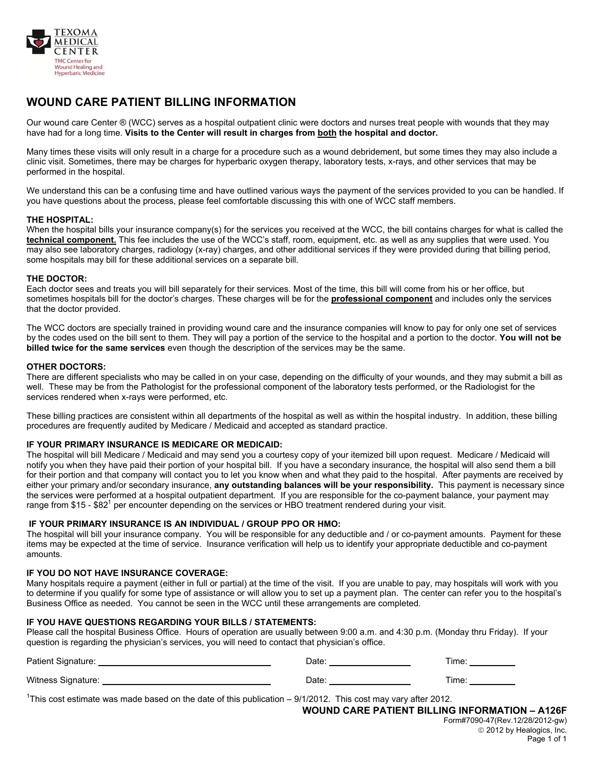TEXOMA MEDICAL CENTER

TMC Center for Wound Healing and Hyperbaric Medicine

# WOUND CARE PATIENT BILLING INFORMATION

Our wound care Center ® (WCC) serves as a hospital outpatient clinic were doctors and nurses treat people with wounds that they may have had for a long time. **Visits to the Center will result in charges from both the hospital and doctor.**

Many times these visits will only result in a charge for a procedure such as a wound debridement, but some times they may also include a clinic visit. Sometimes, there may be charges for hyperbaric oxygen therapy, laboratory tests, x-rays, and other services that may be performed in the hospital.

We understand this can be a confusing time and have outlined various ways the payment of the services provided to you can be handled. If you have questions about the process, please feel comfortable discussing this with one of WCC staff members.

**THE HOSPITAL:**
When the hospital bills your insurance company(s) for the services you received at the WCC, the bill contains charges for what is called the **technical component.** This fee includes the use of the WCC's staff, room, equipment, etc. as well as any supplies that were used. You may also see laboratory charges, radiology (x-ray) charges, and other additional services if they were provided during that billing period, some hospitals may bill for these additional services on a separate bill.

**THE DOCTOR:**
Each doctor sees and treats you will bill separately for their services. Most of the time, this bill will come from his or her office, but sometimes hospitals bill for the doctor's charges. These charges will be for the **professional component** and includes only the services that the doctor provided.

The WCC doctors are specially trained in providing wound care and the insurance companies will know to pay for only one set of services by the codes used on the bill sent to them. They will pay a portion of the service to the hospital and a portion to the doctor. **You will not be billed twice for the same services** even though the description of the services may be the same.

**OTHER DOCTORS:**
There are different specialists who may be called in on your case, depending on the difficulty of your wounds, and they may submit a bill as well. These may be from the Pathologist for the professional component of the laboratory tests performed, or the Radiologist for the services rendered when x-rays were performed, etc.

These billing practices are consistent within all departments of the hospital as well as within the hospital industry. In addition, these billing procedures are frequently audited by Medicare / Medicaid and accepted as standard practice.

**IF YOUR PRIMARY INSURANCE IS MEDICARE OR MEDICAID:**
The hospital will bill Medicare / Medicaid and may send you a courtesy copy of your itemized bill upon request. Medicare / Medicaid will notify you when they have paid their portion of your hospital bill. If you have a secondary insurance, the hospital will also send them a bill for their portion and that company will contact you to let you know when and what they paid to the hospital. After payments are received by either your primary and/or secondary insurance, **any outstanding balances will be your responsibility.** This payment is necessary since the services were performed at a hospital outpatient department. If you are responsible for the co-payment balance, your payment may range from $15 - $82[1] per encounter depending on the services or HBO treatment rendered during your visit.

**IF YOUR PRIMARY INSURANCE IS AN INDIVIDUAL / GROUP PPO OR HMO:**
The hospital will bill your insurance company. You will be responsible for any deductible and / or co-payment amounts. Payment for these items may be expected at the time of service. Insurance verification will help us to identify your appropriate deductible and co-payment amounts.

**IF YOU DO NOT HAVE INSURANCE COVERAGE:**
Many hospitals require a payment (either in full or partial) at the time of the visit. If you are unable to pay, may hospitals will work with you to determine if you qualify for some type of assistance or will allow you to set up a payment plan. The center can refer you to the hospital's Business Office as needed. You cannot be seen in the WCC until these arrangements are completed.

**IF YOU HAVE QUESTIONS REGARDING YOUR BILLS / STATEMENTS:**
Please call the hospital Business Office. Hours of operation are usually between 9:00 a.m. and 4:30 p.m. (Monday thru Friday). If your question is regarding the physician's services, you will need to contact that physician's office.

Patient Signature: ______________________ Date: ____________ Time: ________

Witness Signature: ______________________ Date: ____________ Time: ________

[1]This cost estimate was made based on the date of this publication – 9/1/2012. This cost may vary after 2012.

**WOUND CARE PATIENT BILLING INFORMATION – A126F**
Form#7090-47(Rev.12/28/2012-gw)
© 2012 by Healogics, Inc.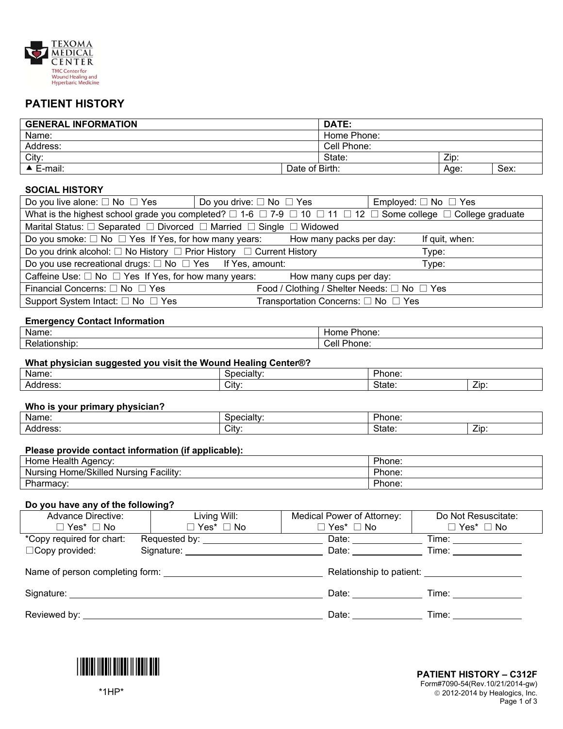TEXOMA MEDICAL CENTER
TMC Center for Wound Healing and Hyperbaric Medicine

# PATIENT HISTORY

| GENERAL INFORMATION | | DATE: | | |
|---|---|---|---|---|
| Name: | | Home Phone: | | |
| Address: | | Cell Phone: | | |
| City: | | State: | Zip: | |
| ▲ E-mail: | Date of Birth: | | Age: | Sex: |

## SOCIAL HISTORY

| | | |
|---|---|---|
| Do you live alone: ☐ No ☐ Yes | Do you drive: ☐ No ☐ Yes | Employed: ☐ No ☐ Yes |
| What is the highest school grade you completed? ☐ 1-6 ☐ 7-9 ☐ 10 ☐ 11 ☐ 12 ☐ Some college ☐ College graduate | | |
| Marital Status: ☐ Separated ☐ Divorced ☐ Married ☐ Single ☐ Widowed | | |
| Do you smoke: ☐ No ☐ Yes If Yes, for how many years: | How many packs per day: | If quit, when: |
| Do you drink alcohol: ☐ No History ☐ Prior History ☐ Current History | | Type: |
| Do you use recreational drugs: ☐ No ☐ Yes If Yes, amount: | | Type: |
| Caffeine Use: ☐ No ☐ Yes If Yes, for how many years: | How many cups per day: | |
| Financial Concerns: ☐ No ☐ Yes | Food / Clothing / Shelter Needs: ☐ No ☐ Yes | |
| Support System Intact: ☐ No ☐ Yes | Transportation Concerns: ☐ No ☐ Yes | |

**Emergency Contact Information**

| | |
|---|---|
| Name: | Home Phone: |
| Relationship: | Cell Phone: |

**What physician suggested you visit the Wound Healing Center®?**

| | | | |
|---|---|---|---|
| Name: | Specialty: | Phone: | |
| Address: | City: | State: | Zip: |

**Who is your primary physician?**

| | | | |
|---|---|---|---|
| Name: | Specialty: | Phone: | |
| Address: | City: | State: | Zip: |

**Please provide contact information (if applicable):**

| | |
|---|---|
| Home Health Agency: | Phone: |
| Nursing Home/Skilled Nursing Facility: | Phone: |
| Pharmacy: | Phone: |

**Do you have any of the following?**

| Advance Directive: | Living Will: | Medical Power of Attorney: | Do Not Resuscitate: |
|---|---|---|---|
| ☐ Yes* ☐ No | ☐ Yes* ☐ No | ☐ Yes* ☐ No | ☐ Yes* ☐ No |

*Copy required for chart: Requested by: ____________ Date: ________ Time: ________

☐Copy provided: Signature: ____________ Date: ________ Time: ________

Name of person completing form: ____________ Relationship to patient: ____________

Signature: ____________ Date: ________ Time: ________

Reviewed by: ____________ Date: ________ Time: ________

*1HP*

**PATIENT HISTORY – C312F**
Form#7090-54(Rev.10/21/2014-gw)
© 2012-2014 by Healogics, Inc.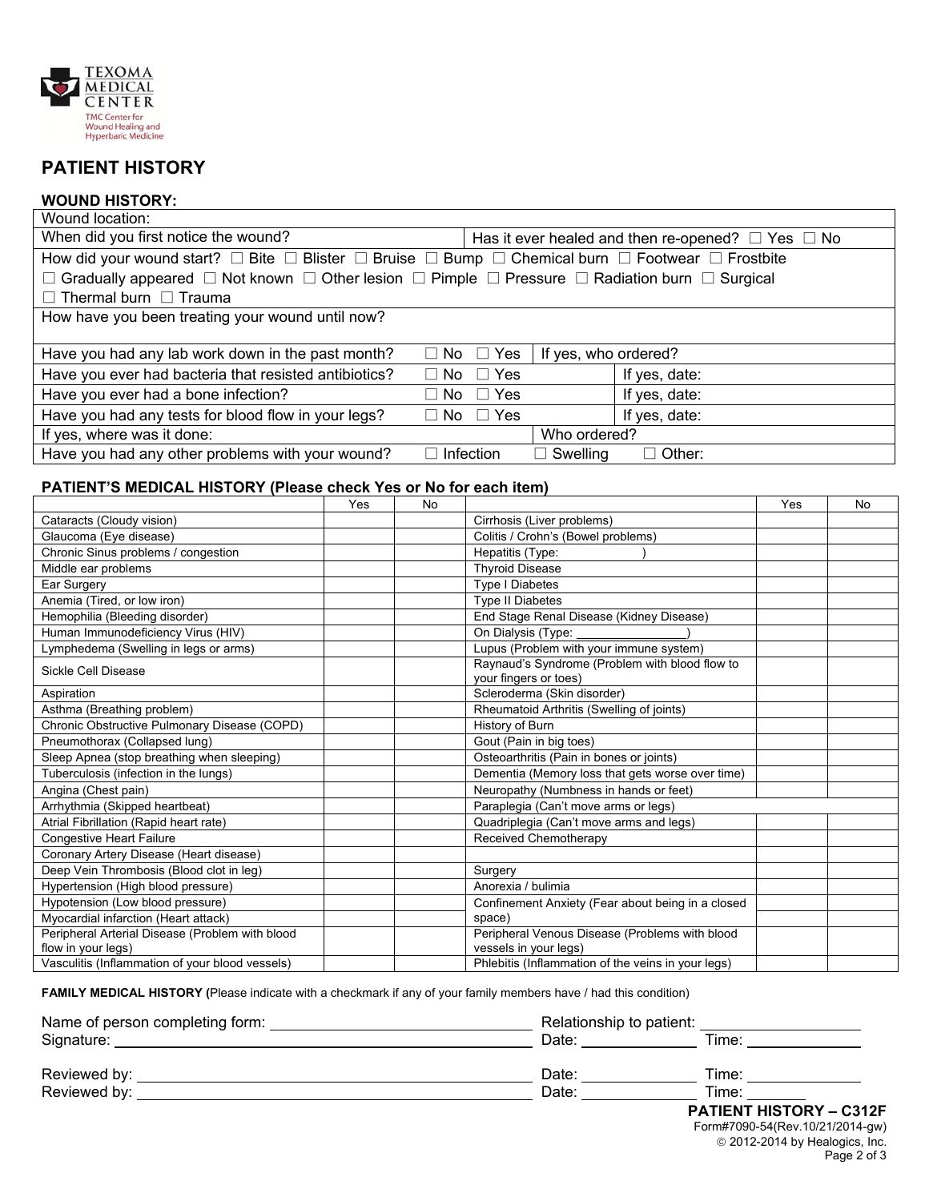TEXOMA MEDICAL CENTER

TMC Center for Wound Healing and Hyperbaric Medicine

# PATIENT HISTORY

## WOUND HISTORY:

| | | | |
|---|---|---|---|
| Wound location: | | | |
| When did you first notice the wound? | | Has it ever healed and then re-opened? ☐ Yes ☐ No | |
| How did your wound start? ☐ Bite ☐ Blister ☐ Bruise ☐ Bump ☐ Chemical burn ☐ Footwear ☐ Frostbite ☐ Gradually appeared ☐ Not known ☐ Other lesion ☐ Pimple ☐ Pressure ☐ Radiation burn ☐ Surgical ☐ Thermal burn ☐ Trauma | | | |
| How have you been treating your wound until now? | | | |
| Have you had any lab work down in the past month? | ☐ No ☐ Yes | If yes, who ordered? | |
| Have you ever had bacteria that resisted antibiotics? | ☐ No ☐ Yes | | If yes, date: |
| Have you ever had a bone infection? | ☐ No ☐ Yes | | If yes, date: |
| Have you had any tests for blood flow in your legs? | ☐ No ☐ Yes | | If yes, date: |
| If yes, where was it done: | | Who ordered? | |
| Have you had any other problems with your wound? | ☐ Infection | ☐ Swelling | ☐ Other: |

## PATIENT'S MEDICAL HISTORY (Please check Yes or No for each item)

| | Yes | No | | Yes | No |
|---|---|---|---|---|---|
| Cataracts (Cloudy vision) | | | Cirrhosis (Liver problems) | | |
| Glaucoma (Eye disease) | | | Colitis / Crohn's (Bowel problems) | | |
| Chronic Sinus problems / congestion | | | Hepatitis (Type: ) | | |
| Middle ear problems | | | Thyroid Disease | | |
| Ear Surgery | | | Type I Diabetes | | |
| Anemia (Tired, or low iron) | | | Type II Diabetes | | |
| Hemophilia (Bleeding disorder) | | | End Stage Renal Disease (Kidney Disease) | | |
| Human Immunodeficiency Virus (HIV) | | | On Dialysis (Type: ________________) | | |
| Lymphedema (Swelling in legs or arms) | | | Lupus (Problem with your immune system) | | |
| Sickle Cell Disease | | | Raynaud's Syndrome (Problem with blood flow to your fingers or toes) | | |
| Aspiration | | | Scleroderma (Skin disorder) | | |
| Asthma (Breathing problem) | | | Rheumatoid Arthritis (Swelling of joints) | | |
| Chronic Obstructive Pulmonary Disease (COPD) | | | History of Burn | | |
| Pneumothorax (Collapsed lung) | | | Gout (Pain in big toes) | | |
| Sleep Apnea (stop breathing when sleeping) | | | Osteoarthritis (Pain in bones or joints) | | |
| Tuberculosis (infection in the lungs) | | | Dementia (Memory loss that gets worse over time) | | |
| Angina (Chest pain) | | | Neuropathy (Numbness in hands or feet) | | |
| Arrhythmia (Skipped heartbeat) | | | Paraplegia (Can't move arms or legs) | | |
| Atrial Fibrillation (Rapid heart rate) | | | Quadriplegia (Can't move arms and legs) | | |
| Congestive Heart Failure | | | Received Chemotherapy | | |
| Coronary Artery Disease (Heart disease) | | | | | |
| Deep Vein Thrombosis (Blood clot in leg) | | | Surgery | | |
| Hypertension (High blood pressure) | | | Anorexia / bulimia | | |
| Hypotension (Low blood pressure) | | | Confinement Anxiety (Fear about being in a closed space) | | |
| Myocardial infarction (Heart attack) | | | | | |
| Peripheral Arterial Disease (Problem with blood flow in your legs) | | | Peripheral Venous Disease (Problems with blood vessels in your legs) | | |
| Vasculitis (Inflammation of your blood vessels) | | | Phlebitis (Inflammation of the veins in your legs) | | |

**FAMILY MEDICAL HISTORY (**Please indicate with a checkmark if any of your family members have / had this condition)

Name of person completing form: ______________________________ Relationship to patient: ________________

Signature: ______________________________ Date: ____________ Time: ____________

Reviewed by: ______________________________ Date: ____________ Time: ____________

Reviewed by: ______________________________ Date: ____________ Time: ________

**PATIENT HISTORY – C312F**

Form#7090-54(Rev.10/21/2014-gw)

© 2012-2014 by Healogics, Inc.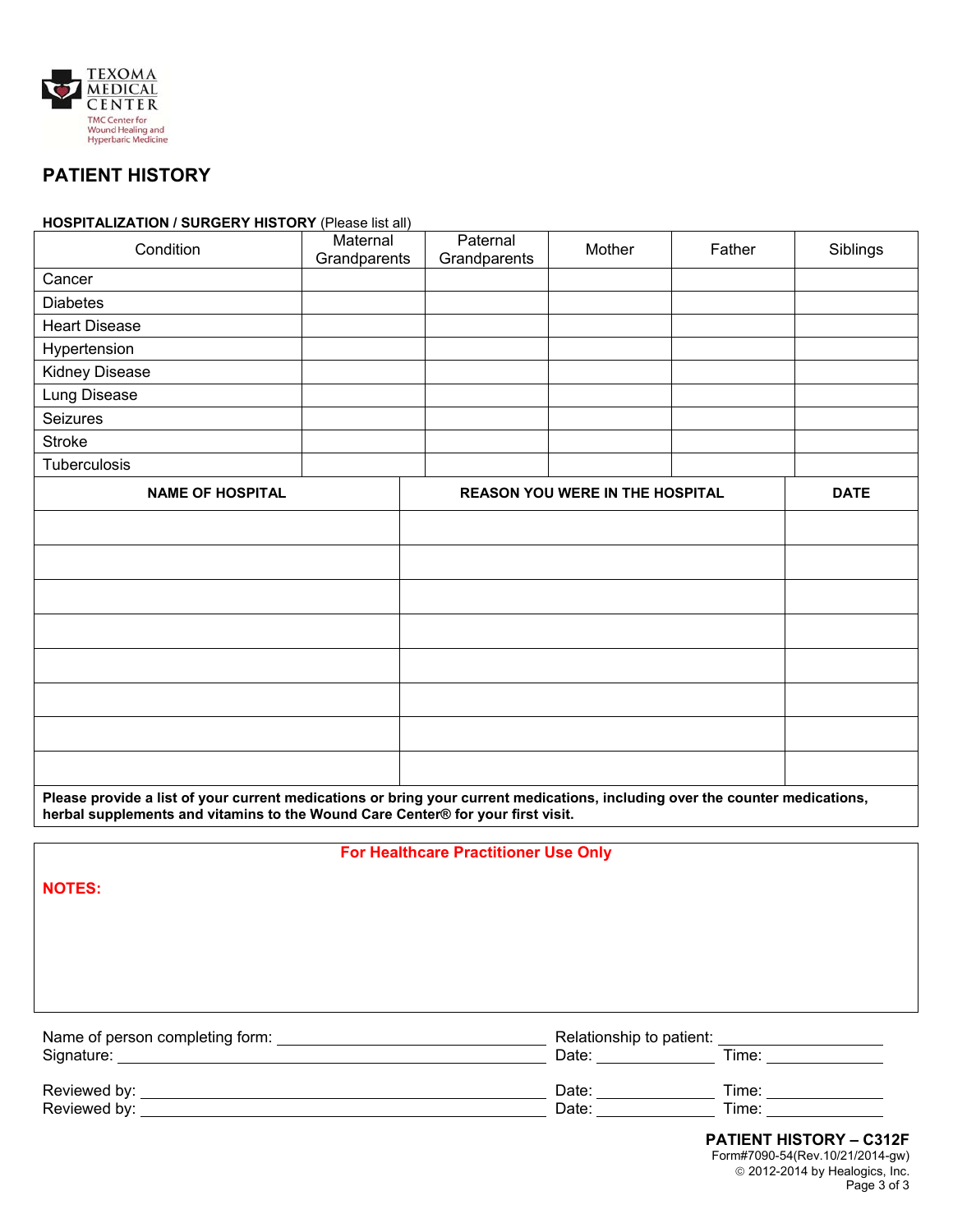TEXOMA MEDICAL CENTER
TMC Center for Wound Healing and Hyperbaric Medicine

# PATIENT HISTORY

**HOSPITALIZATION / SURGERY HISTORY** (Please list all)

| Condition | Maternal Grandparents | Paternal Grandparents | Mother | Father | Siblings |
|---|---|---|---|---|---|
| Cancer | | | | | |
| Diabetes | | | | | |
| Heart Disease | | | | | |
| Hypertension | | | | | |
| Kidney Disease | | | | | |
| Lung Disease | | | | | |
| Seizures | | | | | |
| Stroke | | | | | |
| Tuberculosis | | | | | |

| NAME OF HOSPITAL | REASON YOU WERE IN THE HOSPITAL | DATE |
|---|---|---|
| | | |
| | | |
| | | |
| | | |
| | | |
| | | |
| | | |
| | | |

**Please provide a list of your current medications or bring your current medications, including over the counter medications, herbal supplements and vitamins to the Wound Care Center® for your first visit.**

**For Healthcare Practitioner Use Only**

**NOTES:**

Name of person completing form: ______________________ Relationship to patient: ______________
Signature: ______________________ Date: __________ Time: __________

Reviewed by: ______________________ Date: __________ Time: __________
Reviewed by: ______________________ Date: __________ Time: __________

**PATIENT HISTORY – C312F**
Form#7090-54(Rev.10/21/2014-gw)
© 2012-2014 by Healogics, Inc.